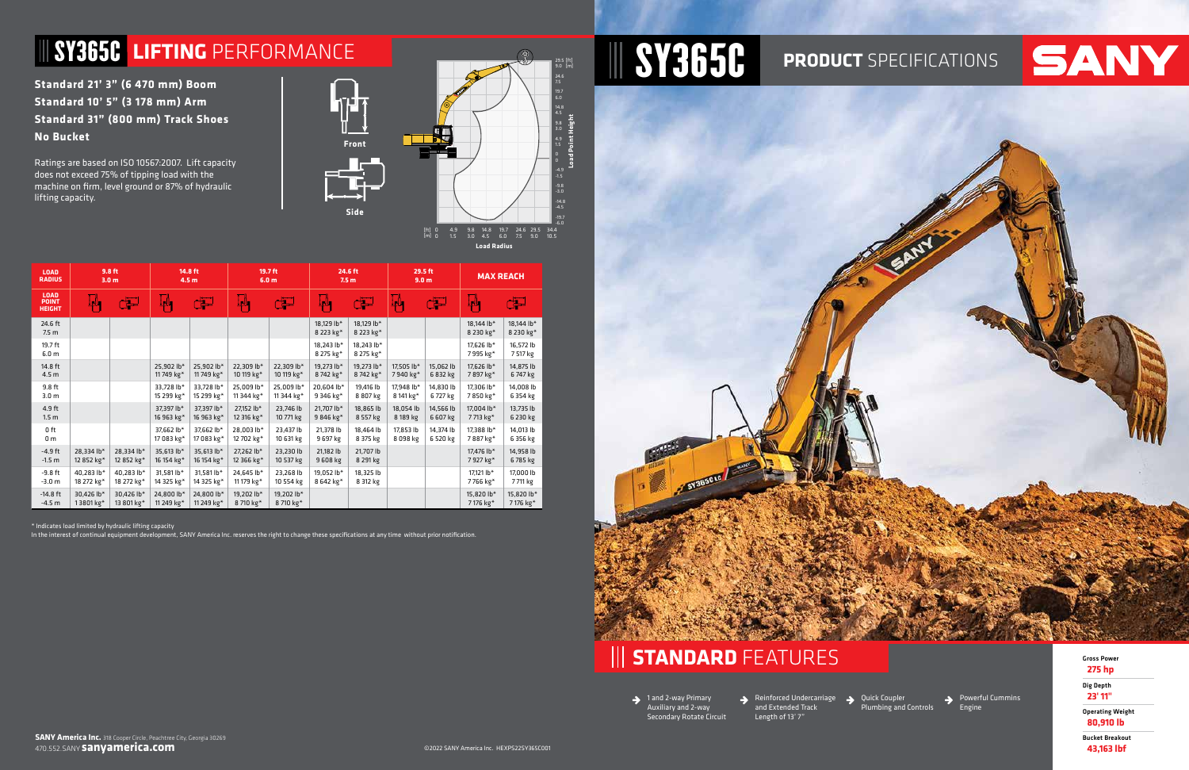# SY365C LIFTING PERFORMANCE

**Standard 21' 3" (6 470 mm) Boom**
**Standard 10' 5" (3 178 mm) Arm**
**Standard 31" (800 mm) Track Shoes**
**No Bucket**

Ratings are based on ISO 10567:2007. Lift capacity does not exceed 75% of tipping load with the machine on firm, level ground or 87% of hydraulic lifting capacity.

| LOAD RADIUS | 9.8 ft 3.0 m | | 14.8 ft 4.5 m | | 19.7 ft 6.0 m | | 24.6 ft 7.5 m | | 29.5 ft 9.0 m | | MAX REACH | |
|---|---|---|---|---|---|---|---|---|---|---|---|---|
| LOAD POINT HEIGHT | Front | Side | Front | Side | Front | Side | Front | Side | Front | Side | Front | Side |
| 24.6 ft 7.5 m | | | | | | | 18,129 lb* 8 223 kg* | 18,129 lb* 8 223 kg* | | | 18,144 lb* 8 230 kg* | 18,144 lb* 8 230 kg* |
| 19.7 ft 6.0 m | | | | | | | 18,243 lb* 8 275 kg* | 18,243 lb* 8 275 kg* | | | 17,626 lb* 7 995 kg* | 16,572 lb 7 517 kg |
| 14.8 ft 4.5 m | | | 25,902 lb* 11 749 kg* | 25,902 lb* 11 749 kg* | 22,309 lb* 10 119 kg* | 22,309 lb* 10 119 kg* | 19,273 lb* 8 742 kg* | 19,273 lb* 8 742 kg* | 17,505 lb* 7 940 kg* | 15,062 lb 6 832 kg | 17,626 lb* 7 897 kg* | 14,875 lb 6 747 kg |
| 9.8 ft 3.0 m | | | 33,728 lb* 15 299 kg* | 33,728 lb* 15 299 kg* | 25,009 lb* 11 344 kg* | 25,009 lb* 11 344 kg* | 20,604 lb* 9 346 kg* | 19,416 lb 8 807 kg | 17,948 lb* 8 141 kg* | 14,830 lb 6 727 kg | 17,306 lb* 7 850 kg* | 14,008 lb 6 354 kg |
| 4.9 ft 1.5 m | | | 37,397 lb* 16 963 kg* | 37,397 lb* 16 963 kg* | 27,152 lb* 12 316 kg* | 23,746 lb 10 771 kg | 21,707 lb* 9 846 kg* | 18,865 lb 8 557 kg | 18,054 lb 8 189 kg | 14,566 lb 6 607 kg | 17,004 lb* 7 713 kg* | 13,735 lb 6 230 kg |
| 0 ft 0 m | | | 37,662 lb* 17 083 kg* | 37,662 lb* 17 083 kg* | 28,003 lb* 12 702 kg* | 23,437 lb 10 631 kg | 21,378 lb 9 697 kg | 18,464 lb 8 375 kg | 17,853 lb 8 098 kg | 14,374 lb 6 520 kg | 17,388 lb* 7 887 kg* | 14,013 lb 6 356 kg |
| -4.9 ft -1.5 m | 28,334 lb* 12 852 kg* | 28,334 lb* 12 852 kg* | 35,613 lb* 16 154 kg* | 35,613 lb* 16 154 kg* | 27,262 lb* 12 366 kg* | 23,230 lb 10 537 kg | 21,182 lb 9 608 kg | 21,707 lb 8 291 kg | | | 17,476 lb* 7 927 kg* | 14,958 lb 6 785 kg |
| -9.8 ft -3.0 m | 40,283 lb* 18 272 kg* | 40,283 lb* 18 272 kg* | 31,581 lb* 14 325 kg* | 31,581 lb* 14 325 kg* | 24,645 lb* 11 179 kg* | 23,268 lb 10 554 kg | 19,052 lb* 8 642 kg* | 18,325 lb 8 312 kg | | | 17,121 lb* 7 766 kg* | 17,000 lb 7 711 kg |
| -14.8 ft -4.5 m | 30,426 lb* 13801 kg* | 30,426 lb* 13 801 kg* | 24,800 lb* 11 249 kg* | 24,800 lb* 11 249 kg* | 19,202 lb* 8 710 kg* | 19,202 lb* 8 710 kg* | | | | | 15,820 lb* 7 176 kg* | 15,820 lb* 7 176 kg* |

\* Indicates load limited by hydraulic lifting capacity

In the interest of continual equipment development, SANY America Inc. reserves the right to change these specifications at any time without prior notification.

**SANY America Inc.** 318 Cooper Circle, Peachtree City, Georgia 30269
470.552.SANY **sanyamerica.com**

©2022 SANY America Inc. HEXPS22SY365C001

# SY365C PRODUCT SPECIFICATIONS

SANY

## STANDARD FEATURES

- 1 and 2-way Primary Auxiliary and 2-way Secondary Rotate Circuit
- Reinforced Undercarriage and Extended Track Length of 13' 7"
- Quick Coupler Plumbing and Controls
- Powerful Cummins Engine

**Gross Power**
275 hp

**Dig Depth**
23' 11"

**Operating Weight**
80,910 lb

**Bucket Breakout**
43,163 lbf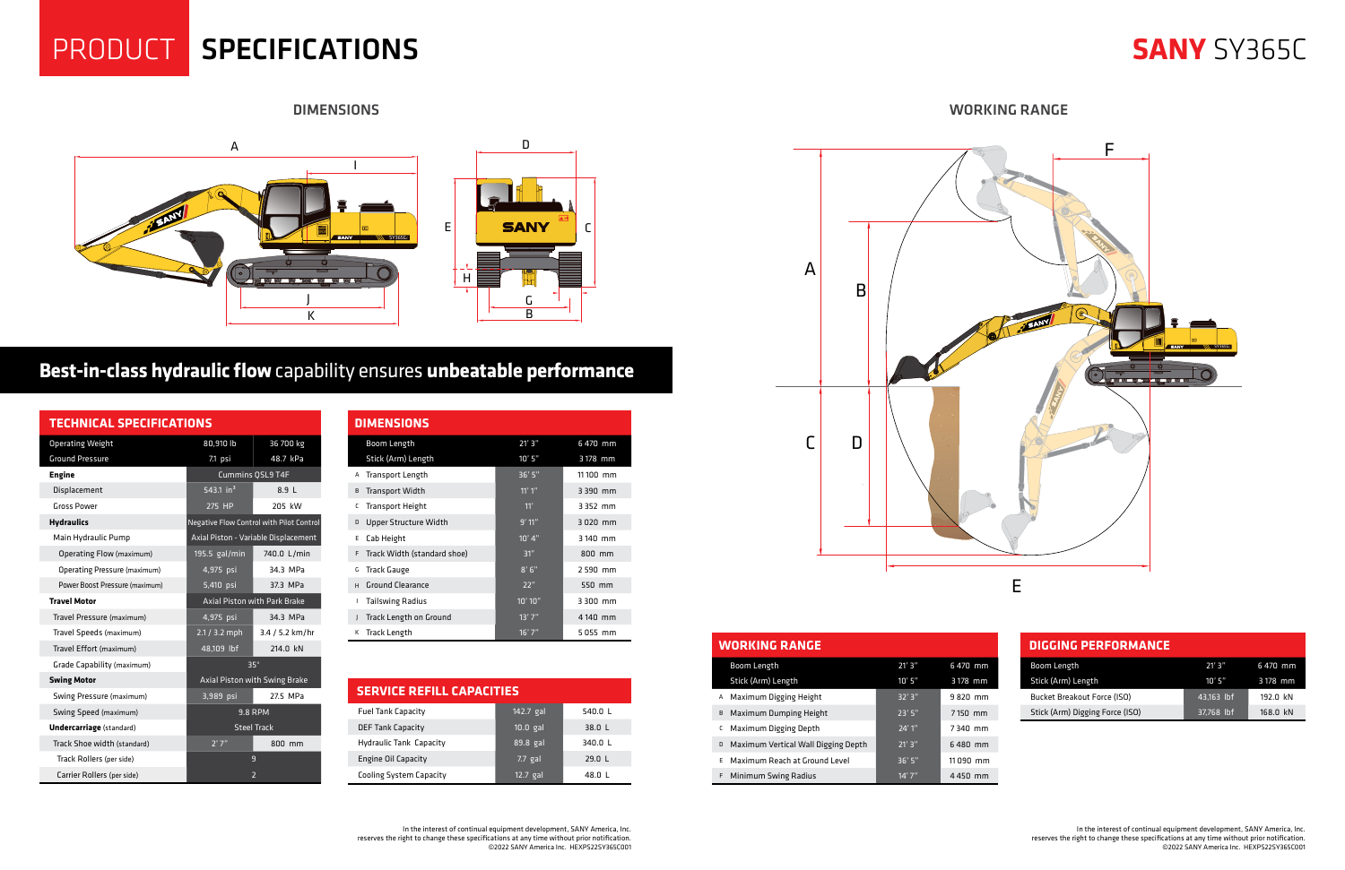# PRODUCT SPECIFICATIONS

## SANY SY365C

### DIMENSIONS

### WORKING RANGE

A
B
C
D
E
F
G
H
I
J
K

**Best-in-class hydraulic flow** capability ensures **unbeatable performance**

### TECHNICAL SPECIFICATIONS

| | | |
|---|---|---|
| Operating Weight | 80,910 lb | 36 700 kg |
| Ground Pressure | 7.1 psi | 48.7 kPa |
| **Engine** | Cummins QSL9 T4F | |
| Displacement | 543.1 in³ | 8.9 L |
| Gross Power | 275 HP | 205 kW |
| **Hydraulics** | Negative Flow Control with Pilot Control | |
| Main Hydraulic Pump | Axial Piston - Variable Displacement | |
| Operating Flow (maximum) | 195.5 gal/min | 740.0 L/min |
| Operating Pressure (maximum) | 4,975 psi | 34.3 MPa |
| Power Boost Pressure (maximum) | 5,410 psi | 37.3 MPa |
| **Travel Motor** | Axial Piston with Park Brake | |
| Travel Pressure (maximum) | 4,975 psi | 34.3 MPa |
| Travel Speeds (maximum) | 2.1 / 3.2 mph | 3.4 / 5.2 km/hr |
| Travel Effort (maximum) | 48,109 lbf | 214.0 kN |
| Grade Capability (maximum) | 35° | |
| **Swing Motor** | Axial Piston with Swing Brake | |
| Swing Pressure (maximum) | 3,989 psi | 27.5 MPa |
| Swing Speed (maximum) | 9.8 RPM | |
| **Undercarriage** (standard) | Steel Track | |
| Track Shoe width (standard) | 2' 7" | 800 mm |
| Track Rollers (per side) | 9 | |
| Carrier Rollers (per side) | 2 | |

### DIMENSIONS

| | | | |
|---|---|---|---|
| | Boom Length | 21' 3" | 6 470 mm |
| | Stick (Arm) Length | 10' 5" | 3 178 mm |
| A | Transport Length | 36' 5" | 11 100 mm |
| B | Transport Width | 11' 1" | 3 390 mm |
| C | Transport Height | 11' | 3 352 mm |
| D | Upper Structure Width | 9' 11" | 3 020 mm |
| E | Cab Height | 10' 4" | 3 140 mm |
| F | Track Width (standard shoe) | 31" | 800 mm |
| G | Track Gauge | 8' 6" | 2 590 mm |
| H | Ground Clearance | 22" | 550 mm |
| I | Tailswing Radius | 10' 10" | 3 300 mm |
| J | Track Length on Ground | 13' 7" | 4 140 mm |
| K | Track Length | 16' 7" | 5 055 mm |

### SERVICE REFILL CAPACITIES

| | | |
|---|---|---|
| Fuel Tank Capacity | 142.7 gal | 540.0 L |
| DEF Tank Capacity | 10.0 gal | 38.0 L |
| Hydraulic Tank Capacity | 89.8 gal | 340.0 L |
| Engine Oil Capacity | 7.7 gal | 29.0 L |
| Cooling System Capacity | 12.7 gal | 48.0 L |

### WORKING RANGE

| | | | |
|---|---|---|---|
| | Boom Length | 21' 3" | 6 470 mm |
| | Stick (Arm) Length | 10' 5" | 3 178 mm |
| A | Maximum Digging Height | 32' 3" | 9 820 mm |
| B | Maximum Dumping Height | 23' 5" | 7 150 mm |
| C | Maximum Digging Depth | 24' 1" | 7 340 mm |
| D | Maximum Vertical Wall Digging Depth | 21' 3" | 6 480 mm |
| E | Maximum Reach at Ground Level | 36' 5" | 11 090 mm |
| F | Minimum Swing Radius | 14' 7" | 4 450 mm |

### DIGGING PERFORMANCE

| | | |
|---|---|---|
| Boom Length | 21' 3" | 6 470 mm |
| Stick (Arm) Length | 10' 5" | 3 178 mm |
| Bucket Breakout Force (ISO) | 43,163 lbf | 192.0 kN |
| Stick (Arm) Digging Force (ISO) | 37,768 lbf | 168.0 kN |

In the interest of continual equipment development, SANY America, Inc. reserves the right to change these specifications at any time without prior notification.
©2022 SANY America Inc. HEXPS22SY365C001